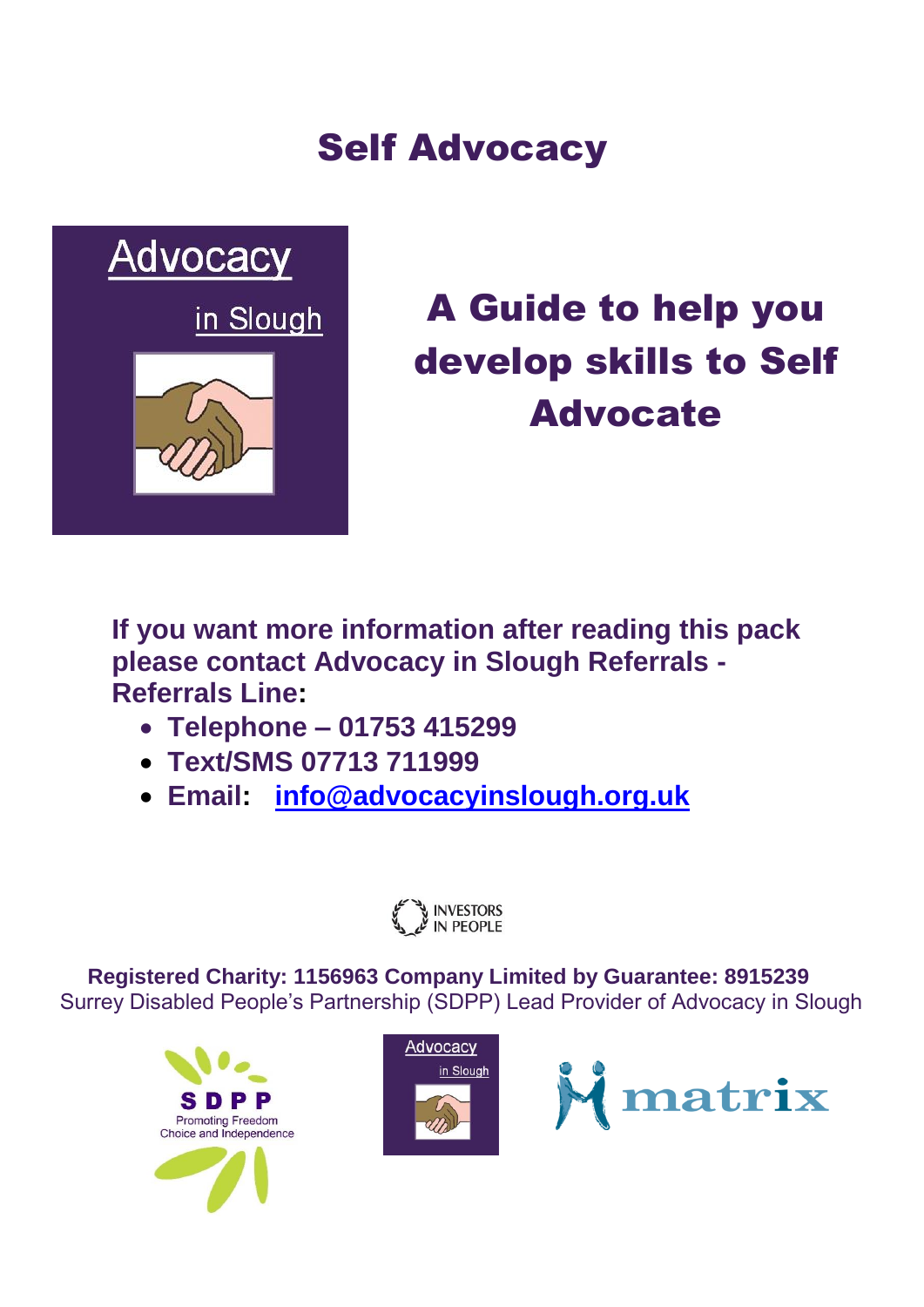# Self Advocacy

Advocacy

in Slough

## A Guide to help you develop skills to Self Advocate

**If you want more information after reading this pack please contact Advocacy in Slough Referrals - Referrals Line:**

- **Telephone – 01753 415299**
- **Text/SMS 07713 711999**
- **Email: info@advocacyinslough.org.uk**

INVESTORS IN PEOPLE

**Registered Charity: 1156963 Company Limited by Guarantee: 8915239**

Surrey Disabled People's Partnership (SDPP) Lead Provider of Advocacy in Slough

SDPP Promoting Freedom Choice and Independence

Advocacy in Slough

matrix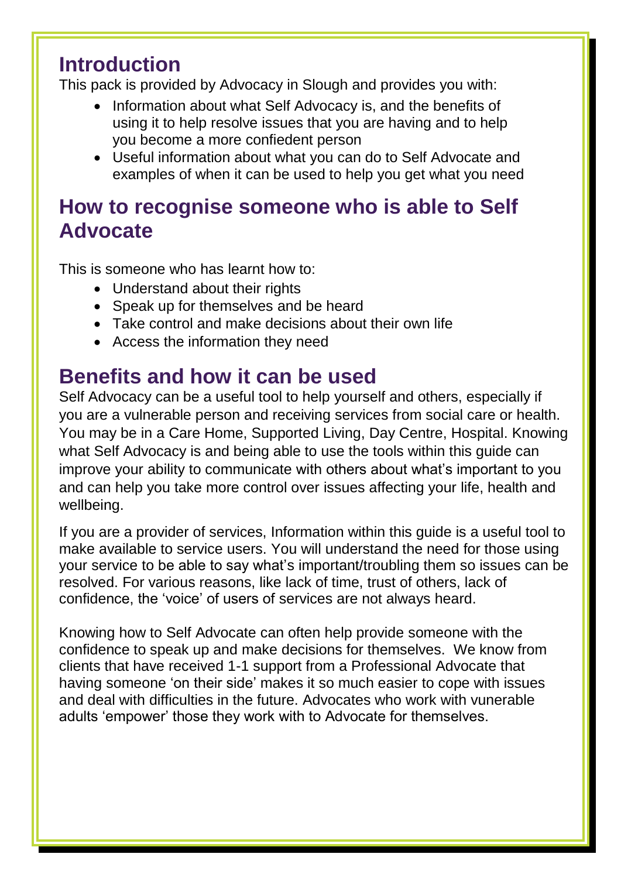## Introduction

This pack is provided by Advocacy in Slough and provides you with:

- Information about what Self Advocacy is, and the benefits of using it to help resolve issues that you are having and to help you become a more confiedent person
- Useful information about what you can do to Self Advocate and examples of when it can be used to help you get what you need

## How to recognise someone who is able to Self Advocate

This is someone who has learnt how to:

- Understand about their rights
- Speak up for themselves and be heard
- Take control and make decisions about their own life
- Access the information they need

## Benefits and how it can be used

Self Advocacy can be a useful tool to help yourself and others, especially if you are a vulnerable person and receiving services from social care or health. You may be in a Care Home, Supported Living, Day Centre, Hospital. Knowing what Self Advocacy is and being able to use the tools within this guide can improve your ability to communicate with others about what's important to you and can help you take more control over issues affecting your life, health and wellbeing.

If you are a provider of services, Information within this guide is a useful tool to make available to service users. You will understand the need for those using your service to be able to say what's important/troubling them so issues can be resolved. For various reasons, like lack of time, trust of others, lack of confidence, the 'voice' of users of services are not always heard.

Knowing how to Self Advocate can often help provide someone with the confidence to speak up and make decisions for themselves. We know from clients that have received 1-1 support from a Professional Advocate that having someone 'on their side' makes it so much easier to cope with issues and deal with difficulties in the future. Advocates who work with vunerable adults 'empower' those they work with to Advocate for themselves.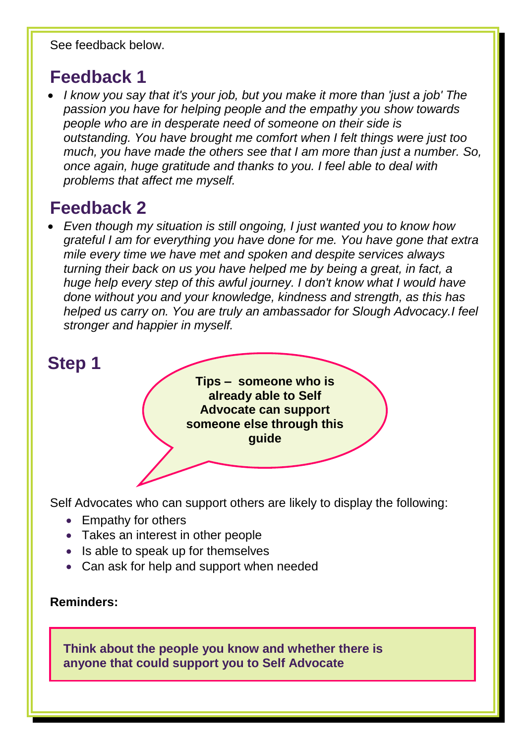See feedback below.

## Feedback 1

- *I know you say that it's your job, but you make it more than 'just a job' The passion you have for helping people and the empathy you show towards people who are in desperate need of someone on their side is outstanding. You have brought me comfort when I felt things were just too much, you have made the others see that I am more than just a number. So, once again, huge gratitude and thanks to you. I feel able to deal with problems that affect me myself.*

## Feedback 2

- *Even though my situation is still ongoing, I just wanted you to know how grateful I am for everything you have done for me. You have gone that extra mile every time we have met and spoken and despite services always turning their back on us you have helped me by being a great, in fact, a huge help every step of this awful journey. I don't know what I would have done without you and your knowledge, kindness and strength, as this has helped us carry on. You are truly an ambassador for Slough Advocacy.I feel stronger and happier in myself.*

## Step 1

**Tips – someone who is already able to Self Advocate can support someone else through this guide**

Self Advocates who can support others are likely to display the following:

- Empathy for others
- Takes an interest in other people
- Is able to speak up for themselves
- Can ask for help and support when needed

**Reminders:**

**Think about the people you know and whether there is anyone that could support you to Self Advocate**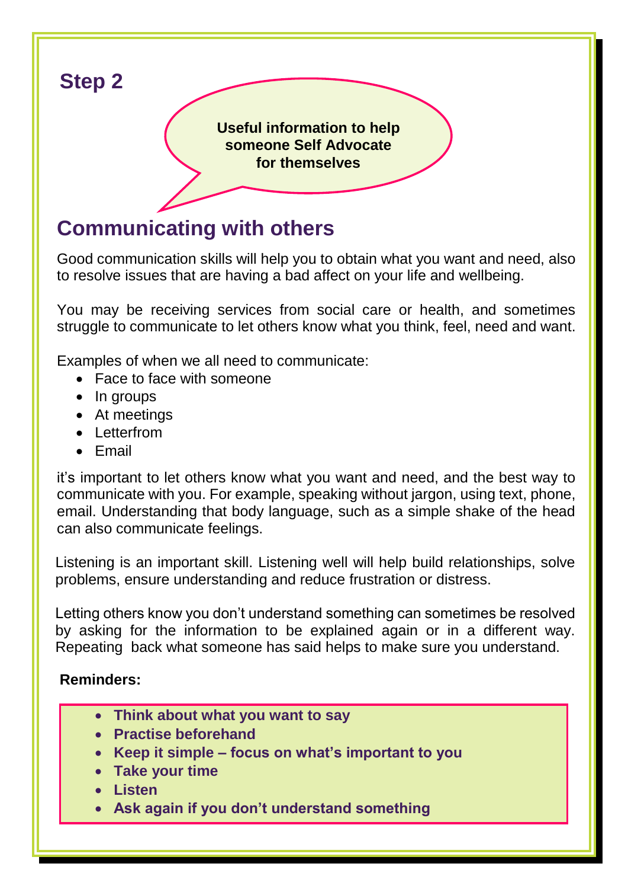## Step 2

**Useful information to help someone Self Advocate for themselves**

# Communicating with others

Good communication skills will help you to obtain what you want and need, also to resolve issues that are having a bad affect on your life and wellbeing.

You may be receiving services from social care or health, and sometimes struggle to communicate to let others know what you think, feel, need and want.

Examples of when we all need to communicate:

- Face to face with someone
- In groups
- At meetings
- Letterfrom
- Email

it's important to let others know what you want and need, and the best way to communicate with you. For example, speaking without jargon, using text, phone, email. Understanding that body language, such as a simple shake of the head can also communicate feelings.

Listening is an important skill. Listening well will help build relationships, solve problems, ensure understanding and reduce frustration or distress.

Letting others know you don't understand something can sometimes be resolved by asking for the information to be explained again or in a different way. Repeating back what someone has said helps to make sure you understand.

**Reminders:**

- **Think about what you want to say**
- **Practise beforehand**
- **Keep it simple – focus on what's important to you**
- **Take your time**
- **Listen**
- **Ask again if you don't understand something**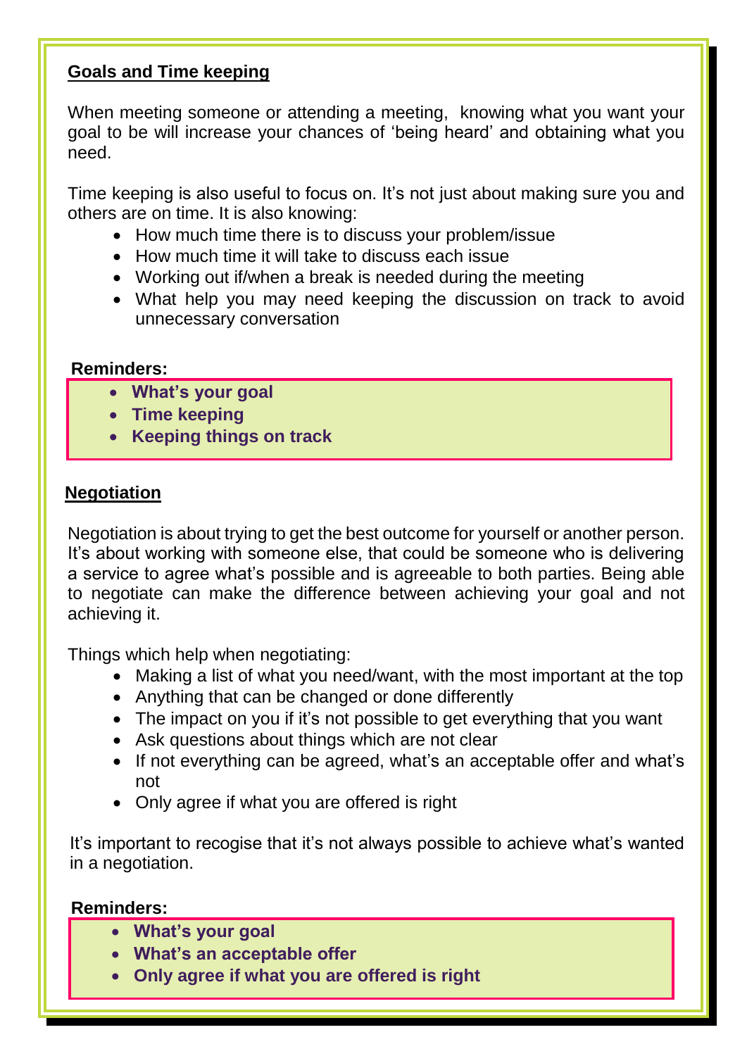## Goals and Time keeping

When meeting someone or attending a meeting, knowing what you want your goal to be will increase your chances of 'being heard' and obtaining what you need.

Time keeping is also useful to focus on. It's not just about making sure you and others are on time. It is also knowing:

- How much time there is to discuss your problem/issue
- How much time it will take to discuss each issue
- Working out if/when a break is needed during the meeting
- What help you may need keeping the discussion on track to avoid unnecessary conversation

**Reminders:**

- **What's your goal**
- **Time keeping**
- **Keeping things on track**

## Negotiation

Negotiation is about trying to get the best outcome for yourself or another person. It's about working with someone else, that could be someone who is delivering a service to agree what's possible and is agreeable to both parties. Being able to negotiate can make the difference between achieving your goal and not achieving it.

Things which help when negotiating:

- Making a list of what you need/want, with the most important at the top
- Anything that can be changed or done differently
- The impact on you if it's not possible to get everything that you want
- Ask questions about things which are not clear
- If not everything can be agreed, what's an acceptable offer and what's not
- Only agree if what you are offered is right

It's important to recogise that it's not always possible to achieve what's wanted in a negotiation.

**Reminders:**

- **What's your goal**
- **What's an acceptable offer**
- **Only agree if what you are offered is right**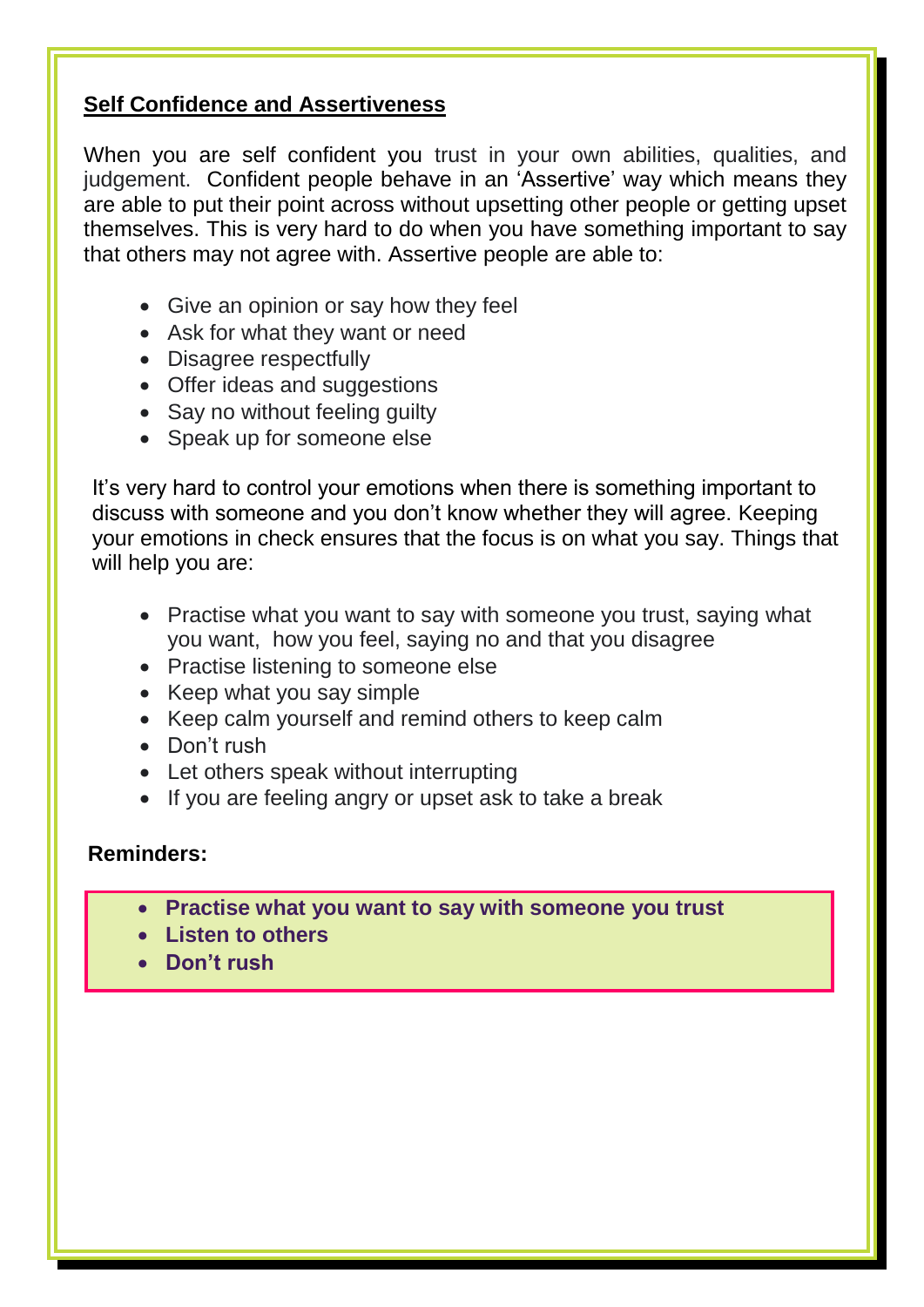## **Self Confidence and Assertiveness**

When you are self confident you trust in your own abilities, qualities, and judgement. Confident people behave in an 'Assertive' way which means they are able to put their point across without upsetting other people or getting upset themselves. This is very hard to do when you have something important to say that others may not agree with. Assertive people are able to:

- Give an opinion or say how they feel
- Ask for what they want or need
- Disagree respectfully
- Offer ideas and suggestions
- Say no without feeling guilty
- Speak up for someone else

It's very hard to control your emotions when there is something important to discuss with someone and you don't know whether they will agree. Keeping your emotions in check ensures that the focus is on what you say. Things that will help you are:

- Practise what you want to say with someone you trust, saying what you want, how you feel, saying no and that you disagree
- Practise listening to someone else
- Keep what you say simple
- Keep calm yourself and remind others to keep calm
- Don't rush
- Let others speak without interrupting
- If you are feeling angry or upset ask to take a break

**Reminders:**

- **Practise what you want to say with someone you trust**
- **Listen to others**
- **Don't rush**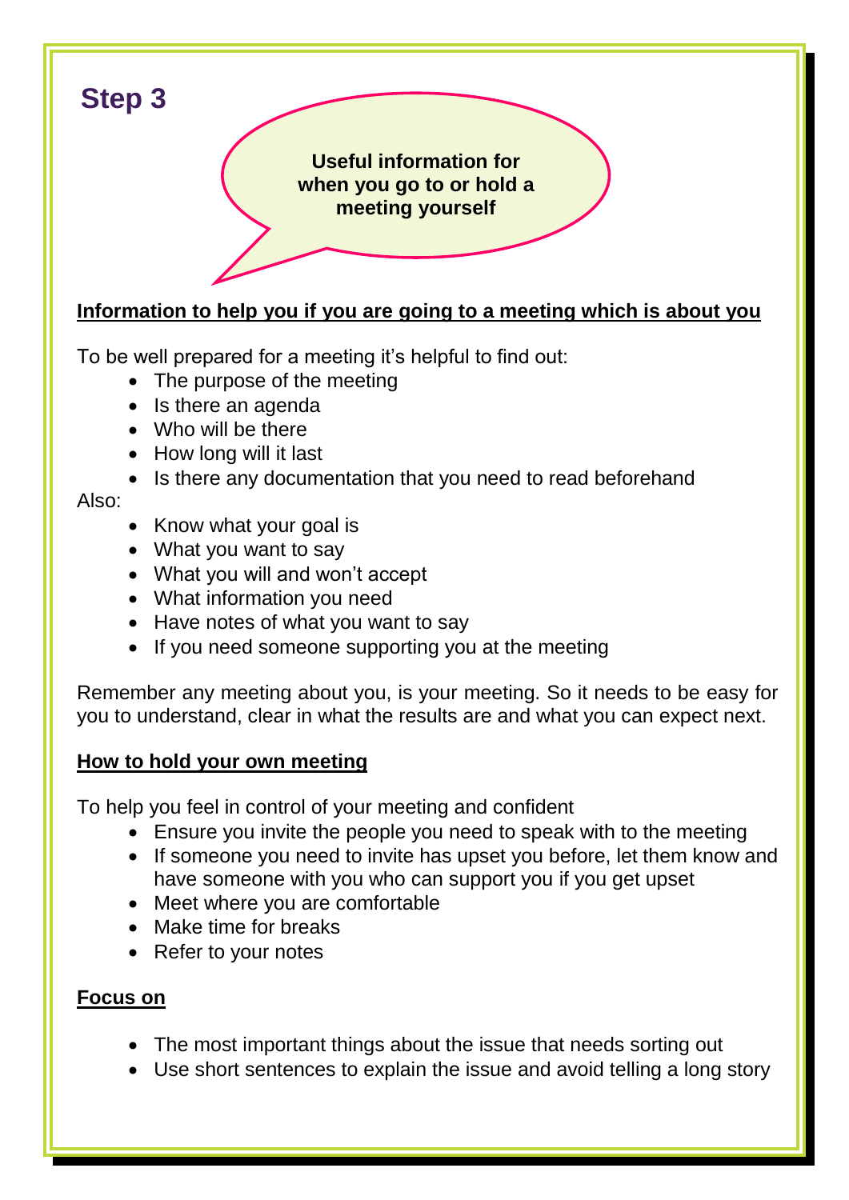## Step 3

**Useful information for when you go to or hold a meeting yourself**

**Information to help you if you are going to a meeting which is about you**

To be well prepared for a meeting it's helpful to find out:

- The purpose of the meeting
- Is there an agenda
- Who will be there
- How long will it last
- Is there any documentation that you need to read beforehand

Also:

- Know what your goal is
- What you want to say
- What you will and won't accept
- What information you need
- Have notes of what you want to say
- If you need someone supporting you at the meeting

Remember any meeting about you, is your meeting. So it needs to be easy for you to understand, clear in what the results are and what you can expect next.

**How to hold your own meeting**

To help you feel in control of your meeting and confident

- Ensure you invite the people you need to speak with to the meeting
- If someone you need to invite has upset you before, let them know and have someone with you who can support you if you get upset
- Meet where you are comfortable
- Make time for breaks
- Refer to your notes

**Focus on**

- The most important things about the issue that needs sorting out
- Use short sentences to explain the issue and avoid telling a long story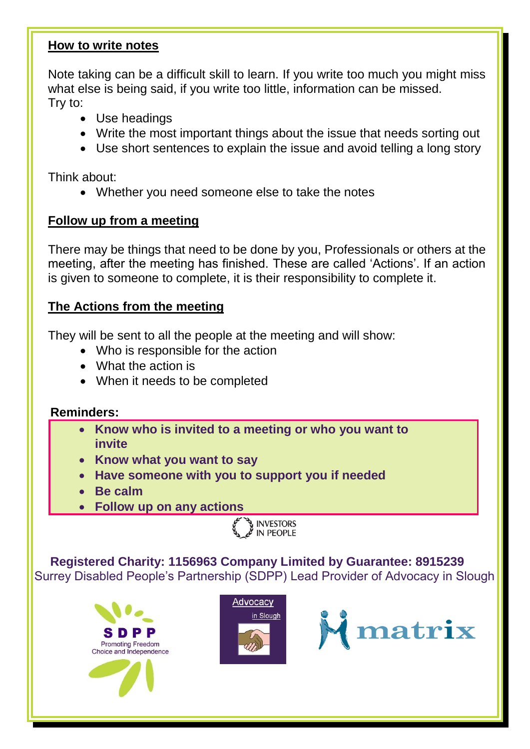## How to write notes

Note taking can be a difficult skill to learn. If you write too much you might miss what else is being said, if you write too little, information can be missed.
Try to:

- Use headings
- Write the most important things about the issue that needs sorting out
- Use short sentences to explain the issue and avoid telling a long story

Think about:

- Whether you need someone else to take the notes

## Follow up from a meeting

There may be things that need to be done by you, Professionals or others at the meeting, after the meeting has finished. These are called 'Actions'. If an action is given to someone to complete, it is their responsibility to complete it.

## The Actions from the meeting

They will be sent to all the people at the meeting and will show:

- Who is responsible for the action
- What the action is
- When it needs to be completed

**Reminders:**

- **Know who is invited to a meeting or who you want to invite**
- **Know what you want to say**
- **Have someone with you to support you if needed**
- **Be calm**
- **Follow up on any actions**

INVESTORS IN PEOPLE

**Registered Charity: 1156963 Company Limited by Guarantee: 8915239**
Surrey Disabled People's Partnership (SDPP) Lead Provider of Advocacy in Slough

SDPP Promoting Freedom Choice and Independence

Advocacy in Slough

matrix